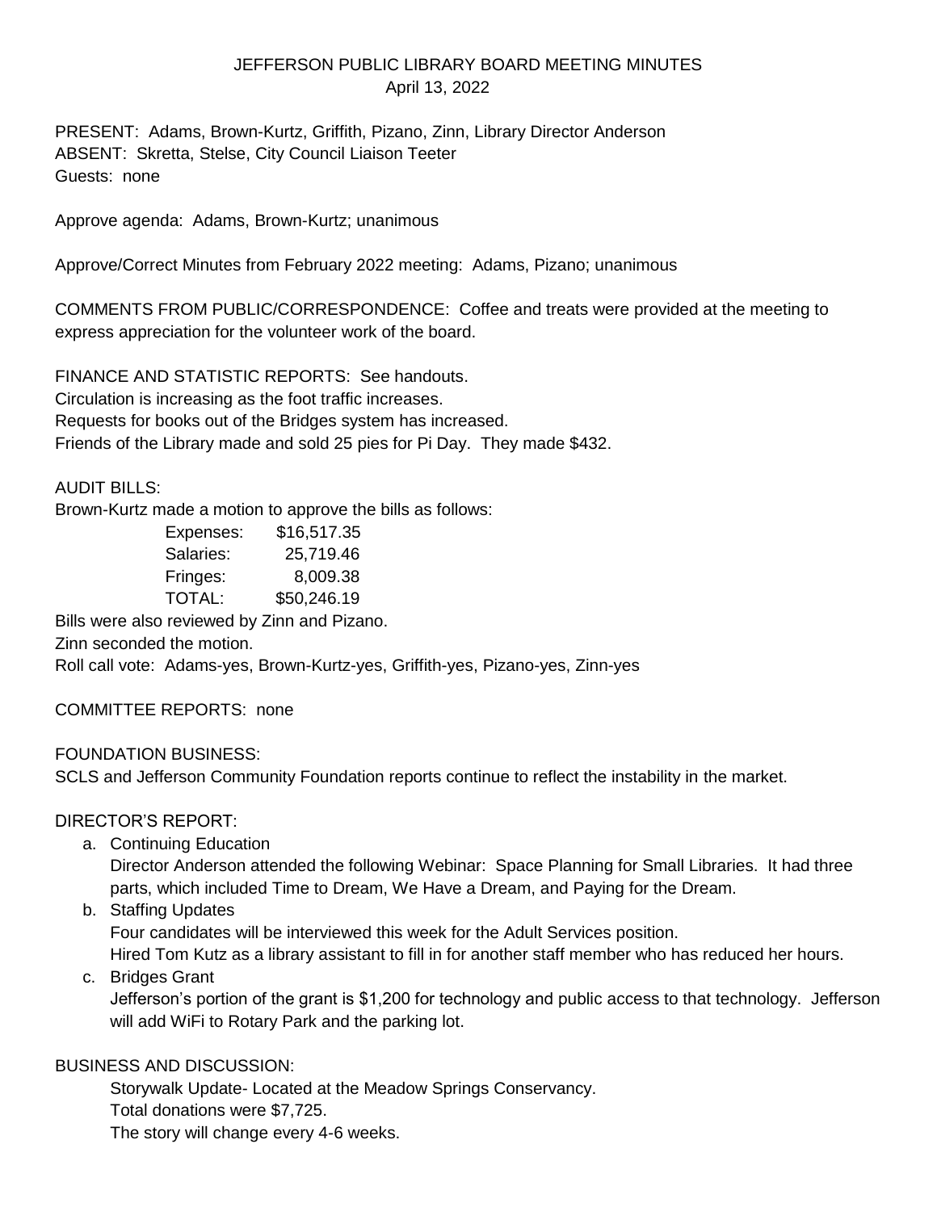# JEFFERSON PUBLIC LIBRARY BOARD MEETING MINUTES

April 13, 2022

PRESENT: Adams, Brown-Kurtz, Griffith, Pizano, Zinn, Library Director Anderson
ABSENT: Skretta, Stelse, City Council Liaison Teeter
Guests: none

Approve agenda: Adams, Brown-Kurtz; unanimous

Approve/Correct Minutes from February 2022 meeting: Adams, Pizano; unanimous

COMMENTS FROM PUBLIC/CORRESPONDENCE: Coffee and treats were provided at the meeting to express appreciation for the volunteer work of the board.

FINANCE AND STATISTIC REPORTS: See handouts.
Circulation is increasing as the foot traffic increases.
Requests for books out of the Bridges system has increased.
Friends of the Library made and sold 25 pies for Pi Day. They made $432.

AUDIT BILLS:
Brown-Kurtz made a motion to approve the bills as follows:

| | |
|---|---|
| Expenses: | $16,517.35 |
| Salaries: | 25,719.46 |
| Fringes: | 8,009.38 |
| TOTAL: | $50,246.19 |

Bills were also reviewed by Zinn and Pizano.
Zinn seconded the motion.
Roll call vote: Adams-yes, Brown-Kurtz-yes, Griffith-yes, Pizano-yes, Zinn-yes

COMMITTEE REPORTS: none

FOUNDATION BUSINESS:
SCLS and Jefferson Community Foundation reports continue to reflect the instability in the market.

DIRECTOR'S REPORT:

a. Continuing Education
   Director Anderson attended the following Webinar: Space Planning for Small Libraries. It had three parts, which included Time to Dream, We Have a Dream, and Paying for the Dream.
b. Staffing Updates
   Four candidates will be interviewed this week for the Adult Services position.
   Hired Tom Kutz as a library assistant to fill in for another staff member who has reduced her hours.
c. Bridges Grant
   Jefferson's portion of the grant is $1,200 for technology and public access to that technology. Jefferson will add WiFi to Rotary Park and the parking lot.

BUSINESS AND DISCUSSION:

Storywalk Update- Located at the Meadow Springs Conservancy.
Total donations were $7,725.
The story will change every 4-6 weeks.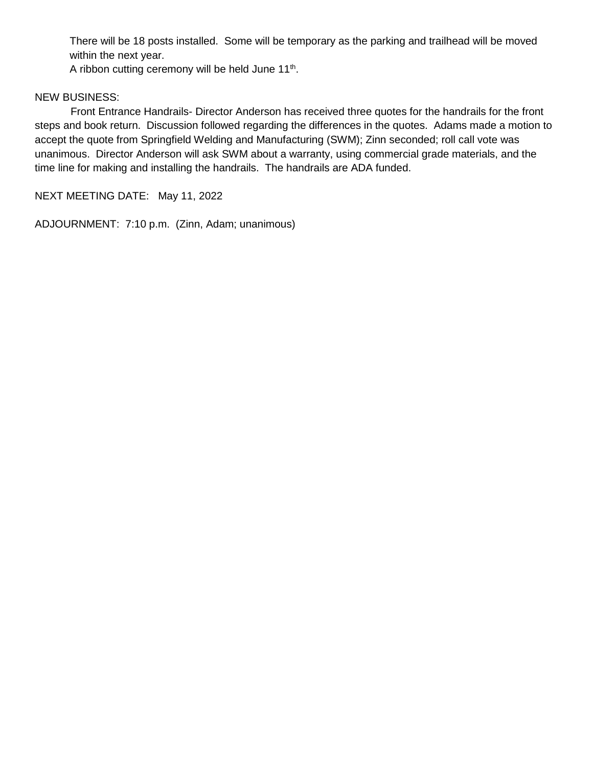There will be 18 posts installed. Some will be temporary as the parking and trailhead will be moved within the next year.

A ribbon cutting ceremony will be held June 11th.

NEW BUSINESS:

Front Entrance Handrails- Director Anderson has received three quotes for the handrails for the front steps and book return. Discussion followed regarding the differences in the quotes. Adams made a motion to accept the quote from Springfield Welding and Manufacturing (SWM); Zinn seconded; roll call vote was unanimous. Director Anderson will ask SWM about a warranty, using commercial grade materials, and the time line for making and installing the handrails. The handrails are ADA funded.

NEXT MEETING DATE: May 11, 2022

ADJOURNMENT: 7:10 p.m. (Zinn, Adam; unanimous)